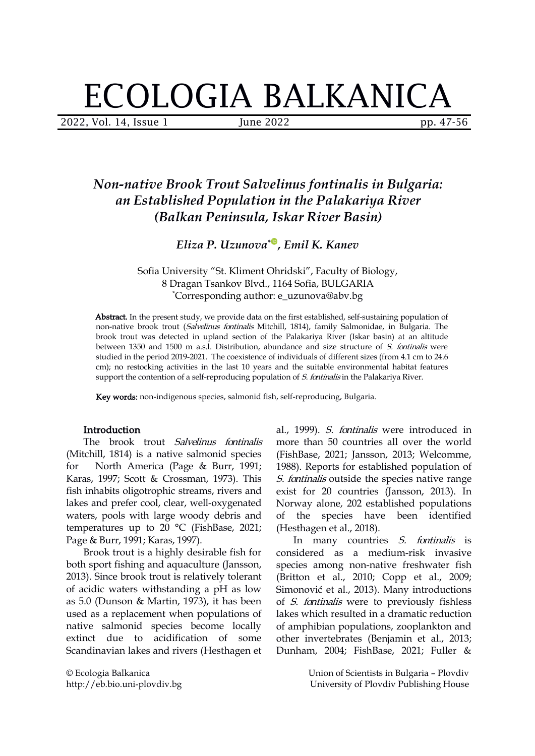# ECOLOGIA BALKANICA

## *Non-native Brook Trout Salvelinus fontinalis in Bulgaria: an Established Population in the Palakariya River (Balkan Peninsula, Iskar River Basin)*

### *Eliza P. Uzunova*\*, *Emil K. Kanev*

Sofia University "St. Kliment Ohridski", Faculty of Biology, 8 Dragan Tsankov Blvd., 1164 Sofia, BULGARIA
\*Corresponding author: e_uzunova@abv.bg

**Abstract.** In the present study, we provide data on the first established, self-sustaining population of non-native brook trout (*Salvelinus fontinalis* Mitchill, 1814), family Salmonidae, in Bulgaria. The brook trout was detected in upland section of the Palakariya River (Iskar basin) at an altitude between 1350 and 1500 m a.s.l. Distribution, abundance and size structure of *S. fontinalis* were studied in the period 2019-2021. The coexistence of individuals of different sizes (from 4.1 cm to 24.6 cm); no restocking activities in the last 10 years and the suitable environmental habitat features support the contention of a self-reproducing population of *S. fontinalis* in the Palakariya River.

**Key words:** non-indigenous species, salmonid fish, self-reproducing, Bulgaria.

## Introduction

The brook trout *Salvelinus fontinalis* (Mitchill, 1814) is a native salmonid species for North America (Page & Burr, 1991; Karas, 1997; Scott & Crossman, 1973). This fish inhabits oligotrophic streams, rivers and lakes and prefer cool, clear, well-oxygenated waters, pools with large woody debris and temperatures up to 20 °C (FishBase, 2021; Page & Burr, 1991; Karas, 1997).

Brook trout is a highly desirable fish for both sport fishing and aquaculture (Jansson, 2013). Since brook trout is relatively tolerant of acidic waters withstanding a pH as low as 5.0 (Dunson & Martin, 1973), it has been used as a replacement when populations of native salmonid species become locally extinct due to acidification of some Scandinavian lakes and rivers (Hesthagen et al., 1999). *S. fontinalis* were introduced in more than 50 countries all over the world (FishBase, 2021; Jansson, 2013; Welcomme, 1988). Reports for established population of *S. fontinalis* outside the species native range exist for 20 countries (Jansson, 2013). In Norway alone, 202 established populations of the species have been identified (Hesthagen et al., 2018).

In many countries *S. fontinalis* is considered as a medium-risk invasive species among non-native freshwater fish (Britton et al., 2010; Copp et al., 2009; Simonović et al., 2013). Many introductions of *S. fontinalis* were to previously fishless lakes which resulted in a dramatic reduction of amphibian populations, zooplankton and other invertebrates (Benjamin et al., 2013; Dunham, 2004; FishBase, 2021; Fuller &

© Ecologia Balkanica
http://eb.bio.uni-plovdiv.bg

Union of Scientists in Bulgaria – Plovdiv
University of Plovdiv Publishing House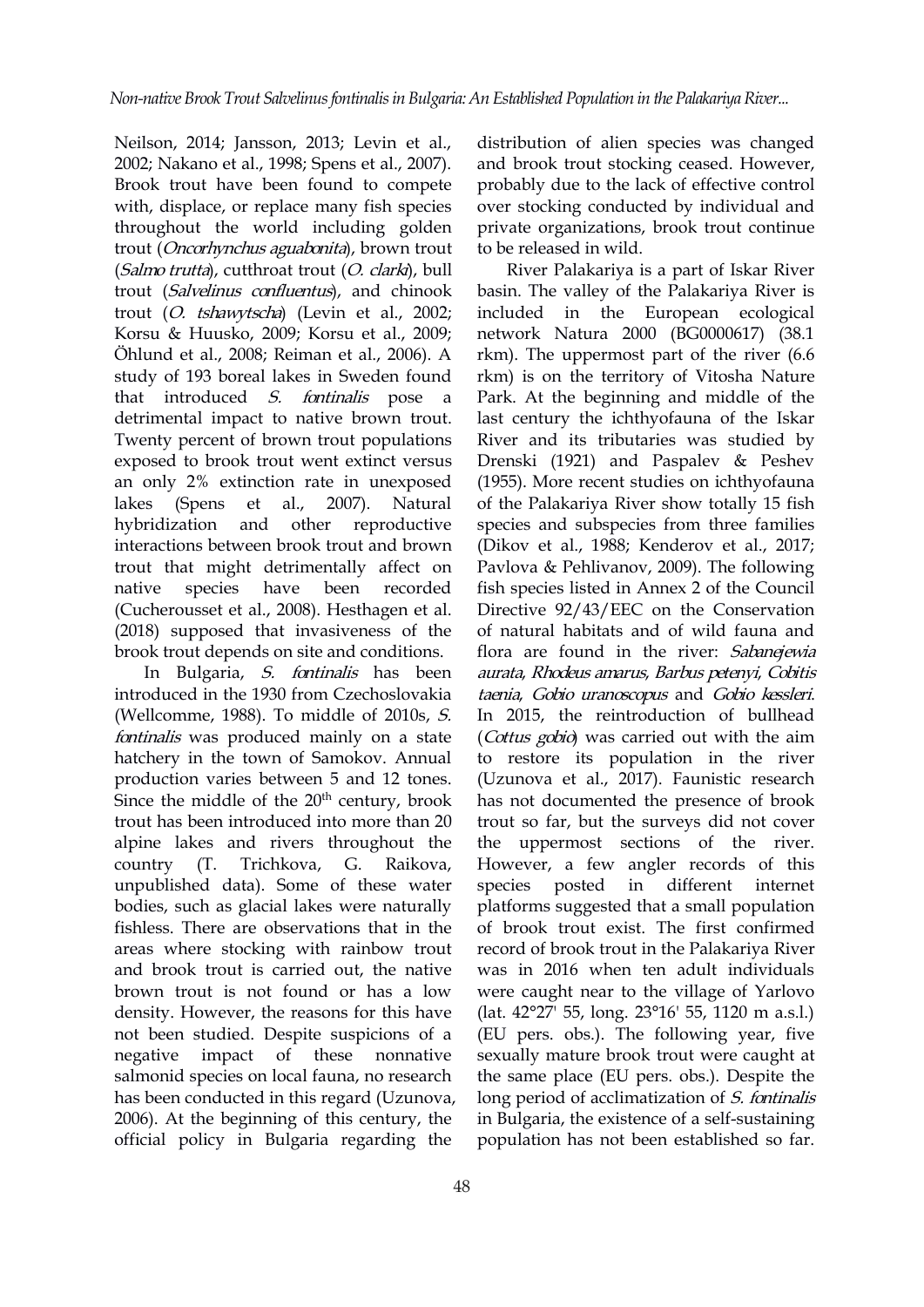Neilson, 2014; Jansson, 2013; Levin et al., 2002; Nakano et al., 1998; Spens et al., 2007). Brook trout have been found to compete with, displace, or replace many fish species throughout the world including golden trout (*Oncorhynchus aguabonita*), brown trout (*Salmo trutta*), cutthroat trout (*O. clarki*), bull trout (*Salvelinus confluentus*), and chinook trout (*O. tshawytscha*) (Levin et al., 2002; Korsu & Huusko, 2009; Korsu et al., 2009; Öhlund et al., 2008; Reiman et al., 2006). A study of 193 boreal lakes in Sweden found that introduced *S. fontinalis* pose a detrimental impact to native brown trout. Twenty percent of brown trout populations exposed to brook trout went extinct versus an only 2% extinction rate in unexposed lakes (Spens et al., 2007). Natural hybridization and other reproductive interactions between brook trout and brown trout that might detrimentally affect on native species have been recorded (Cucherousset et al., 2008). Hesthagen et al. (2018) supposed that invasiveness of the brook trout depends on site and conditions.

In Bulgaria, *S. fontinalis* has been introduced in the 1930 from Czechoslovakia (Wellcomme, 1988). To middle of 2010s, *S. fontinalis* was produced mainly on a state hatchery in the town of Samokov. Annual production varies between 5 and 12 tones. Since the middle of the 20th century, brook trout has been introduced into more than 20 alpine lakes and rivers throughout the country (T. Trichkova, G. Raikova, unpublished data). Some of these water bodies, such as glacial lakes were naturally fishless. There are observations that in the areas where stocking with rainbow trout and brook trout is carried out, the native brown trout is not found or has a low density. However, the reasons for this have not been studied. Despite suspicions of a negative impact of these nonnative salmonid species on local fauna, no research has been conducted in this regard (Uzunova, 2006). At the beginning of this century, the official policy in Bulgaria regarding the distribution of alien species was changed and brook trout stocking ceased. However, probably due to the lack of effective control over stocking conducted by individual and private organizations, brook trout continue to be released in wild.

River Palakariya is a part of Iskar River basin. The valley of the Palakariya River is included in the European ecological network Natura 2000 (BG0000617) (38.1 rkm). The uppermost part of the river (6.6 rkm) is on the territory of Vitosha Nature Park. At the beginning and middle of the last century the ichthyofauna of the Iskar River and its tributaries was studied by Drenski (1921) and Paspalev & Peshev (1955). More recent studies on ichthyofauna of the Palakariya River show totally 15 fish species and subspecies from three families (Dikov et al., 1988; Kenderov et al., 2017; Pavlova & Pehlivanov, 2009). The following fish species listed in Annex 2 of the Council Directive 92/43/EEC on the Conservation of natural habitats and of wild fauna and flora are found in the river: *Sabanejewia aurata*, *Rhodeus amarus*, *Barbus petenyi*, *Cobitis taenia*, *Gobio uranoscopus* and *Gobio kessleri*. In 2015, the reintroduction of bullhead (*Cottus gobio*) was carried out with the aim to restore its population in the river (Uzunova et al., 2017). Faunistic research has not documented the presence of brook trout so far, but the surveys did not cover the uppermost sections of the river. However, a few angler records of this species posted in different internet platforms suggested that a small population of brook trout exist. The first confirmed record of brook trout in the Palakariya River was in 2016 when ten adult individuals were caught near to the village of Yarlovo (lat. 42°27' 55, long. 23°16' 55, 1120 m a.s.l.) (EU pers. obs.). The following year, five sexually mature brook trout were caught at the same place (EU pers. obs.). Despite the long period of acclimatization of *S. fontinalis* in Bulgaria, the existence of a self-sustaining population has not been established so far.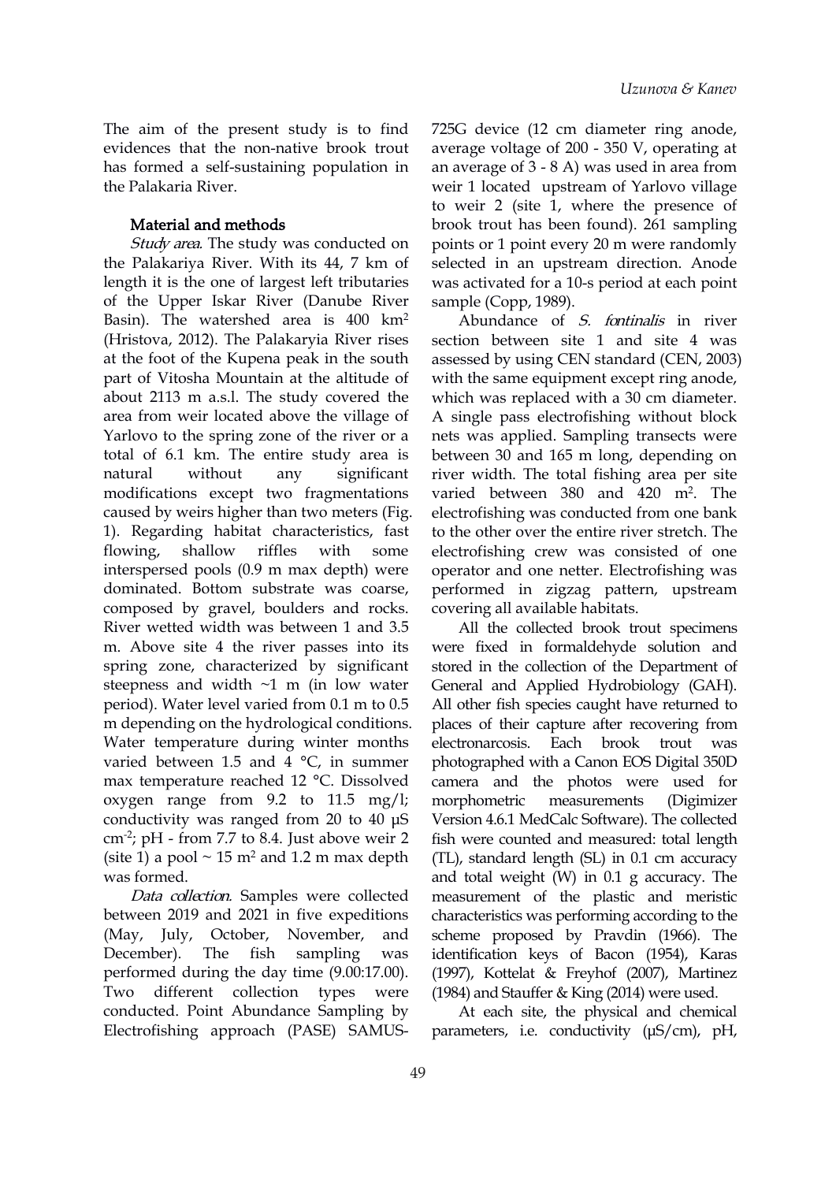The aim of the present study is to find evidences that the non-native brook trout has formed a self-sustaining population in the Palakaria River.

## Material and methods

*Study area.* The study was conducted on the Palakariya River. With its 44, 7 km of length it is the one of largest left tributaries of the Upper Iskar River (Danube River Basin). The watershed area is 400 km$^2$ (Hristova, 2012). The Palakaryia River rises at the foot of the Kupena peak in the south part of Vitosha Mountain at the altitude of about 2113 m a.s.l. The study covered the area from weir located above the village of Yarlovo to the spring zone of the river or a total of 6.1 km. The entire study area is natural without any significant modifications except two fragmentations caused by weirs higher than two meters (Fig. 1). Regarding habitat characteristics, fast flowing, shallow riffles with some interspersed pools (0.9 m max depth) were dominated. Bottom substrate was coarse, composed by gravel, boulders and rocks. River wetted width was between 1 and 3.5 m. Above site 4 the river passes into its spring zone, characterized by significant steepness and width ~1 m (in low water period). Water level varied from 0.1 m to 0.5 m depending on the hydrological conditions. Water temperature during winter months varied between 1.5 and 4 °C, in summer max temperature reached 12 °C. Dissolved oxygen range from 9.2 to 11.5 mg/l; conductivity was ranged from 20 to 40 µS cm$^{-2}$; pH - from 7.7 to 8.4. Just above weir 2 (site 1) a pool ~ 15 m$^2$ and 1.2 m max depth was formed.

*Data collection.* Samples were collected between 2019 and 2021 in five expeditions (May, July, October, November, and December). The fish sampling was performed during the day time (9.00:17.00). Two different collection types were conducted. Point Abundance Sampling by Electrofishing approach (PASE) SAMUS-725G device (12 cm diameter ring anode, average voltage of 200 - 350 V, operating at an average of 3 - 8 A) was used in area from weir 1 located upstream of Yarlovo village to weir 2 (site 1, where the presence of brook trout has been found). 261 sampling points or 1 point every 20 m were randomly selected in an upstream direction. Anode was activated for a 10-s period at each point sample (Copp, 1989).

Abundance of *S. fontinalis* in river section between site 1 and site 4 was assessed by using CEN standard (CEN, 2003) with the same equipment except ring anode, which was replaced with a 30 cm diameter. A single pass electrofishing without block nets was applied. Sampling transects were between 30 and 165 m long, depending on river width. The total fishing area per site varied between 380 and 420 m$^2$. The electrofishing was conducted from one bank to the other over the entire river stretch. The electrofishing crew was consisted of one operator and one netter. Electrofishing was performed in zigzag pattern, upstream covering all available habitats.

All the collected brook trout specimens were fixed in formaldehyde solution and stored in the collection of the Department of General and Applied Hydrobiology (GAH). All other fish species caught have returned to places of their capture after recovering from electronarcosis. Each brook trout was photographed with a Canon EOS Digital 350D camera and the photos were used for morphometric measurements (Digimizer Version 4.6.1 MedCalc Software). The collected fish were counted and measured: total length (TL), standard length (SL) in 0.1 cm accuracy and total weight (W) in 0.1 g accuracy. The measurement of the plastic and meristic characteristics was performing according to the scheme proposed by Pravdin (1966). The identification keys of Bacon (1954), Karas (1997), Kottelat & Freyhof (2007), Martinez (1984) and Stauffer & King (2014) were used.

At each site, the physical and chemical parameters, i.e. conductivity (µS/cm), pH,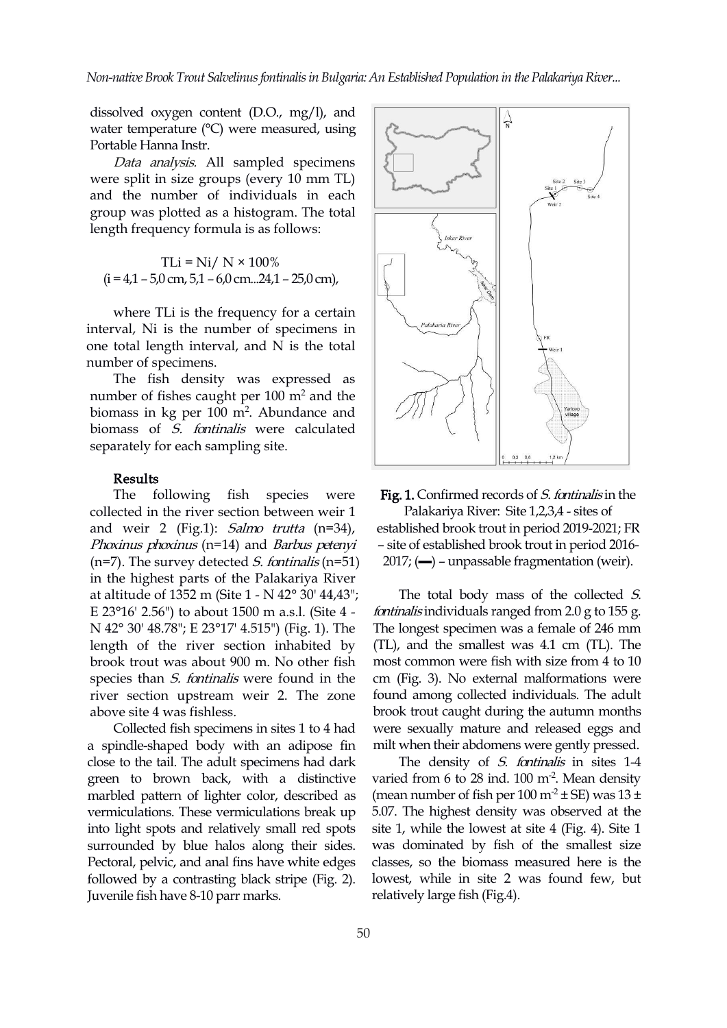dissolved oxygen content (D.O., mg/l), and water temperature (°C) were measured, using Portable Hanna Instr.

*Data analysis.* All sampled specimens were split in size groups (every 10 mm TL) and the number of individuals in each group was plotted as a histogram. The total length frequency formula is as follows:

$$TLi = Ni / N \times 100\%$$
$$(i = 4{,}1 – 5{,}0\ cm, 5{,}1 – 6{,}0\ cm...24{,}1 – 25{,}0\ cm),$$

where TLi is the frequency for a certain interval, Ni is the number of specimens in one total length interval, and N is the total number of specimens.

The fish density was expressed as number of fishes caught per 100 $m^2$ and the biomass in kg per 100 $m^2$. Abundance and biomass of *S. fontinalis* were calculated separately for each sampling site.

## Results

The following fish species were collected in the river section between weir 1 and weir 2 (Fig.1): *Salmo trutta* (n=34), *Phoxinus phoxinus* (n=14) and *Barbus petenyi* (n=7). The survey detected *S. fontinalis* (n=51) in the highest parts of the Palakariya River at altitude of 1352 m (Site 1 - N 42° 30' 44,43"; E 23°16' 2.56") to about 1500 m a.s.l. (Site 4 - N 42° 30' 48.78"; E 23°17' 4.515") (Fig. 1). The length of the river section inhabited by brook trout was about 900 m. No other fish species than *S. fontinalis* were found in the river section upstream weir 2. The zone above site 4 was fishless.

Collected fish specimens in sites 1 to 4 had a spindle-shaped body with an adipose fin close to the tail. The adult specimens had dark green to brown back, with a distinctive marbled pattern of lighter color, described as vermiculations. These vermiculations break up into light spots and relatively small red spots surrounded by blue halos along their sides. Pectoral, pelvic, and anal fins have white edges followed by a contrasting black stripe (Fig. 2). Juvenile fish have 8-10 parr marks.

**Fig. 1.** Confirmed records of *S. fontinalis* in the Palakariya River: Site 1,2,3,4 - sites of established brook trout in period 2019-2021; FR – site of established brook trout in period 2016-2017; (**—**) – unpassable fragmentation (weir).

The total body mass of the collected *S. fontinalis* individuals ranged from 2.0 g to 155 g. The longest specimen was a female of 246 mm (TL), and the smallest was 4.1 cm (TL). The most common were fish with size from 4 to 10 cm (Fig. 3). No external malformations were found among collected individuals. The adult brook trout caught during the autumn months were sexually mature and released eggs and milt when their abdomens were gently pressed.

The density of *S. fontinalis* in sites 1-4 varied from 6 to 28 ind. 100 $m^{-2}$. Mean density (mean number of fish per 100 $m^{-2}$ ± SE) was 13 ± 5.07. The highest density was observed at the site 1, while the lowest at site 4 (Fig. 4). Site 1 was dominated by fish of the smallest size classes, so the biomass measured here is the lowest, while in site 2 was found few, but relatively large fish (Fig.4).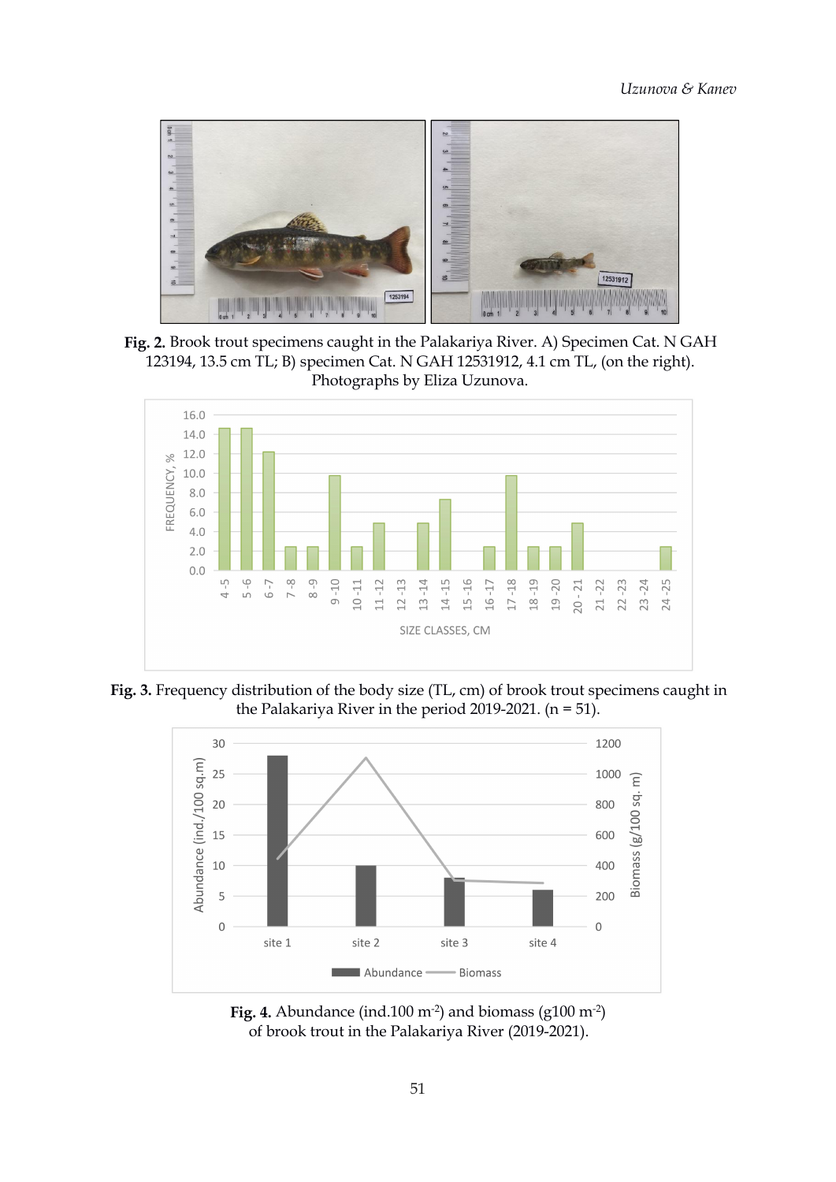**Fig. 2.** Brook trout specimens caught in the Palakariya River. A) Specimen Cat. N GAH 123194, 13.5 cm TL; B) specimen Cat. N GAH 12531912, 4.1 cm TL, (on the right). Photographs by Eliza Uzunova.

**Fig. 3.** Frequency distribution of the body size (TL, cm) of brook trout specimens caught in the Palakariya River in the period 2019-2021. (n = 51).

**Fig. 4.** Abundance (ind.100 $m^{-2}$) and biomass (g100 $m^{-2}$) of brook trout in the Palakariya River (2019-2021).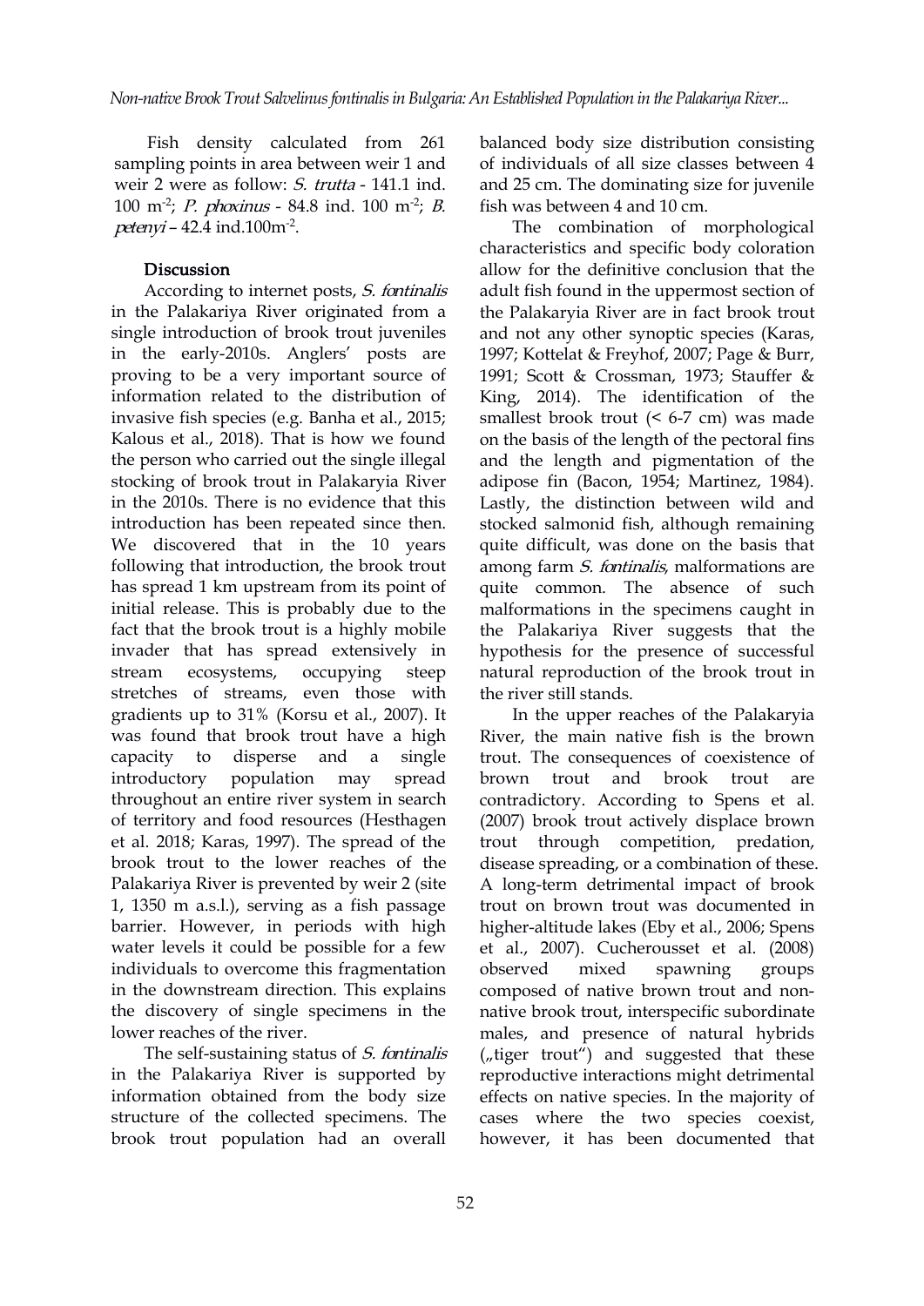Fish density calculated from 261 sampling points in area between weir 1 and weir 2 were as follow: *S. trutta* - 141.1 ind. 100 m$^{-2}$; *P. phoxinus* - 84.8 ind. 100 m$^{-2}$; *B. petenyi* – 42.4 ind.100m$^{-2}$.

## Discussion

According to internet posts, *S. fontinalis* in the Palakariya River originated from a single introduction of brook trout juveniles in the early-2010s. Anglers' posts are proving to be a very important source of information related to the distribution of invasive fish species (e.g. Banha et al., 2015; Kalous et al., 2018). That is how we found the person who carried out the single illegal stocking of brook trout in Palakaryia River in the 2010s. There is no evidence that this introduction has been repeated since then. We discovered that in the 10 years following that introduction, the brook trout has spread 1 km upstream from its point of initial release. This is probably due to the fact that the brook trout is a highly mobile invader that has spread extensively in stream ecosystems, occupying steep stretches of streams, even those with gradients up to 31% (Korsu et al., 2007). It was found that brook trout have a high capacity to disperse and a single introductory population may spread throughout an entire river system in search of territory and food resources (Hesthagen et al. 2018; Karas, 1997). The spread of the brook trout to the lower reaches of the Palakariya River is prevented by weir 2 (site 1, 1350 m a.s.l.), serving as a fish passage barrier. However, in periods with high water levels it could be possible for a few individuals to overcome this fragmentation in the downstream direction. This explains the discovery of single specimens in the lower reaches of the river.

The self-sustaining status of *S. fontinalis* in the Palakariya River is supported by information obtained from the body size structure of the collected specimens. The brook trout population had an overall balanced body size distribution consisting of individuals of all size classes between 4 and 25 cm. The dominating size for juvenile fish was between 4 and 10 cm.

The combination of morphological characteristics and specific body coloration allow for the definitive conclusion that the adult fish found in the uppermost section of the Palakarya River are in fact brook trout and not any other synoptic species (Karas, 1997; Kottelat & Freyhof, 2007; Page & Burr, 1991; Scott & Crossman, 1973; Stauffer & King, 2014). The identification of the smallest brook trout (< 6-7 cm) was made on the basis of the length of the pectoral fins and the length and pigmentation of the adipose fin (Bacon, 1954; Martinez, 1984). Lastly, the distinction between wild and stocked salmonid fish, although remaining quite difficult, was done on the basis that among farm *S. fontinalis*, malformations are quite common. The absence of such malformations in the specimens caught in the Palakariya River suggests that the hypothesis for the presence of successful natural reproduction of the brook trout in the river still stands.

In the upper reaches of the Palakaryia River, the main native fish is the brown trout. The consequences of coexistence of brown trout and brook trout are contradictory. According to Spens et al. (2007) brook trout actively displace brown trout through competition, predation, disease spreading, or a combination of these. A long-term detrimental impact of brook trout on brown trout was documented in higher-altitude lakes (Eby et al., 2006; Spens et al., 2007). Cucherousset et al. (2008) observed mixed spawning groups composed of native brown trout and non-native brook trout, interspecific subordinate males, and presence of natural hybrids („tiger trout") and suggested that these reproductive interactions might detrimental effects on native species. In the majority of cases where the two species coexist, however, it has been documented that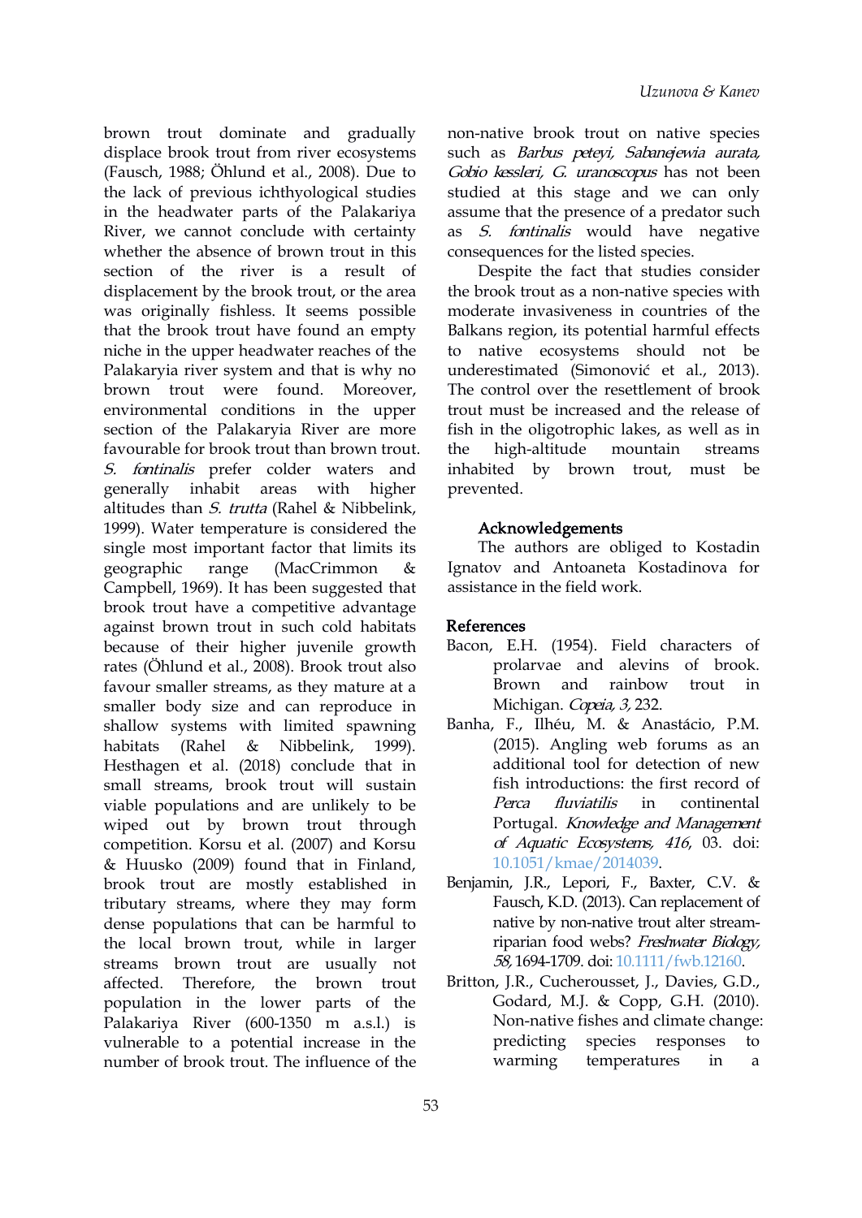brown trout dominate and gradually displace brook trout from river ecosystems (Fausch, 1988; Öhlund et al., 2008). Due to the lack of previous ichthyological studies in the headwater parts of the Palakariya River, we cannot conclude with certainty whether the absence of brown trout in this section of the river is a result of displacement by the brook trout, or the area was originally fishless. It seems possible that the brook trout have found an empty niche in the upper headwater reaches of the Palakaryia river system and that is why no brown trout were found. Moreover, environmental conditions in the upper section of the Palakaryia River are more favourable for brook trout than brown trout. *S. fontinalis* prefer colder waters and generally inhabit areas with higher altitudes than *S. trutta* (Rahel & Nibbelink, 1999). Water temperature is considered the single most important factor that limits its geographic range (MacCrimmon & Campbell, 1969). It has been suggested that brook trout have a competitive advantage against brown trout in such cold habitats because of their higher juvenile growth rates (Öhlund et al., 2008). Brook trout also favour smaller streams, as they mature at a smaller body size and can reproduce in shallow systems with limited spawning habitats (Rahel & Nibbelink, 1999). Hesthagen et al. (2018) conclude that in small streams, brook trout will sustain viable populations and are unlikely to be wiped out by brown trout through competition. Korsu et al. (2007) and Korsu & Huusko (2009) found that in Finland, brook trout are mostly established in tributary streams, where they may form dense populations that can be harmful to the local brown trout, while in larger streams brown trout are usually not affected. Therefore, the brown trout population in the lower parts of the Palakariya River (600-1350 m a.s.l.) is vulnerable to a potential increase in the number of brook trout. The influence of the non-native brook trout on native species such as *Barbus peteyi, Sabanejewia aurata, Gobio kessleri, G. uranoscopus* has not been studied at this stage and we can only assume that the presence of a predator such as *S. fontinalis* would have negative consequences for the listed species.

Despite the fact that studies consider the brook trout as a non-native species with moderate invasiveness in countries of the Balkans region, its potential harmful effects to native ecosystems should not be underestimated (Simonović et al., 2013). The control over the resettlement of brook trout must be increased and the release of fish in the oligotrophic lakes, as well as in the high-altitude mountain streams inhabited by brown trout, must be prevented.

## Acknowledgements

The authors are obliged to Kostadin Ignatov and Antoaneta Kostadinova for assistance in the field work.

## References

Bacon, E.H. (1954). Field characters of prolarvae and alevins of brook. Brown and rainbow trout in Michigan. *Copeia, 3,* 232.

Banha, F., Ilhéu, M. & Anastácio, P.M. (2015). Angling web forums as an additional tool for detection of new fish introductions: the first record of *Perca fluviatilis* in continental Portugal. *Knowledge and Management of Aquatic Ecosystems, 416*, 03. doi: 10.1051/kmae/2014039.

Benjamin, J.R., Lepori, F., Baxter, C.V. & Fausch, K.D. (2013). Can replacement of native by non-native trout alter stream-riparian food webs? *Freshwater Biology, 58,* 1694-1709. doi: 10.1111/fwb.12160.

Britton, J.R., Cucherousset, J., Davies, G.D., Godard, M.J. & Copp, G.H. (2010). Non-native fishes and climate change: predicting species responses to warming temperatures in a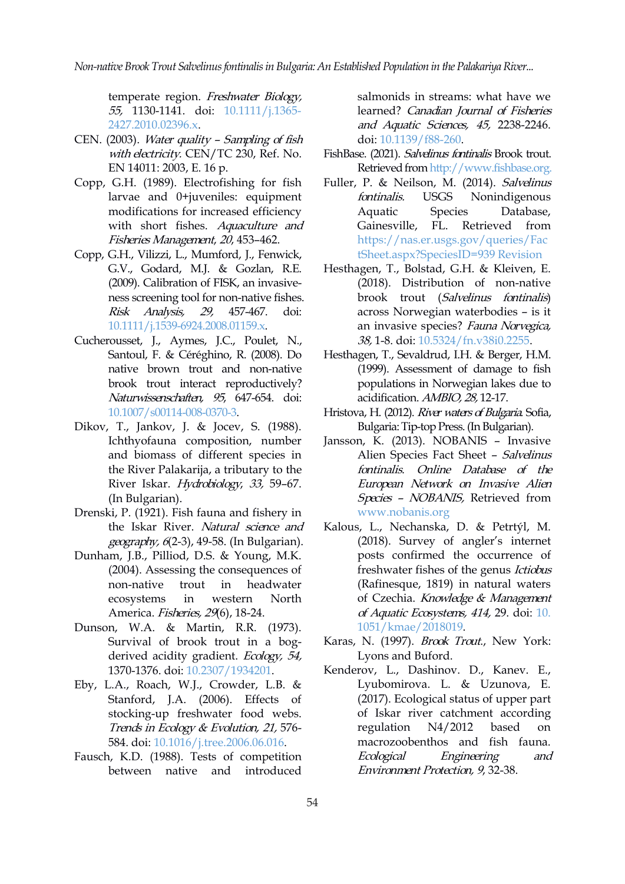temperate region. *Freshwater Biology, 55,* 1130-1141. doi: 10.1111/j.1365-2427.2010.02396.x.

CEN. (2003). *Water quality – Sampling of fish with electricity.* CEN/TC 230, Ref. No. EN 14011: 2003, E. 16 p.

Copp, G.H. (1989). Electrofishing for fish larvae and 0+juveniles: equipment modifications for increased efficiency with short fishes. *Aquaculture and Fisheries Management, 20,* 453–462.

Copp, G.H., Vilizzi, L., Mumford, J., Fenwick, G.V., Godard, M.J. & Gozlan, R.E. (2009). Calibration of FISK, an invasiveness screening tool for non-native fishes. *Risk Analysis, 29,* 457-467. doi: 10.1111/j.1539-6924.2008.01159.x.

Cucherousset, J., Aymes, J.C., Poulet, N., Santoul, F. & Céréghino, R. (2008). Do native brown trout and non-native brook trout interact reproductively? *Naturwissenschaften, 95,* 647-654. doi: 10.1007/s00114-008-0370-3.

Dikov, T., Jankov, J. & Jocev, S. (1988). Ichthyofauna composition, number and biomass of different species in the River Palakarija, a tributary to the River Iskar. *Hydrobiology, 33,* 59–67. (In Bulgarian).

Drenski, P. (1921). Fish fauna and fishery in the Iskar River. *Natural science and geography, 6*(2-3), 49-58. (In Bulgarian).

Dunham, J.B., Pilliod, D.S. & Young, M.K. (2004). Assessing the consequences of non-native trout in headwater ecosystems in western North America. *Fisheries, 29*(6), 18-24.

Dunson, W.A. & Martin, R.R. (1973). Survival of brook trout in a bog-derived acidity gradient. *Ecology, 54,* 1370-1376. doi: 10.2307/1934201.

Eby, L.A., Roach, W.J., Crowder, L.B. & Stanford, J.A. (2006). Effects of stocking-up freshwater food webs. *Trends in Ecology & Evolution, 21,* 576-584. doi: 10.1016/j.tree.2006.06.016.

Fausch, K.D. (1988). Tests of competition between native and introduced salmonids in streams: what have we learned? *Canadian Journal of Fisheries and Aquatic Sciences, 45,* 2238-2246. doi: 10.1139/f88-260.

FishBase. (2021). *Salvelinus fontinalis* Brook trout. Retrieved from http://www.fishbase.org.

Fuller, P. & Neilson, M. (2014). *Salvelinus fontinalis.* USGS Nonindigenous Aquatic Species Database, Gainesville, FL. Retrieved from https://nas.er.usgs.gov/queries/FactSheet.aspx?SpeciesID=939 Revision

Hesthagen, T., Bolstad, G.H. & Kleiven, E. (2018). Distribution of non-native brook trout (*Salvelinus fontinalis*) across Norwegian waterbodies – is it an invasive species? *Fauna Norvegica, 38,* 1-8. doi: 10.5324/fn.v38i0.2255.

Hesthagen, T., Sevaldrud, I.H. & Berger, H.M. (1999). Assessment of damage to fish populations in Norwegian lakes due to acidification. *AMBIO, 28,* 12-17.

Hristova, H. (2012). *River waters of Bulgaria.* Sofia, Bulgaria: Tip-top Press. (In Bulgarian).

Jansson, K. (2013). NOBANIS – Invasive Alien Species Fact Sheet – *Salvelinus fontinalis. Online Database of the European Network on Invasive Alien Species – NOBANIS,* Retrieved from www.nobanis.org

Kalous, L., Nechanska, D. & Petrtýl, M. (2018). Survey of angler's internet posts confirmed the occurrence of freshwater fishes of the genus *Ictiobus* (Rafinesque, 1819) in natural waters of Czechia. *Knowledge & Management of Aquatic Ecosystems, 414,* 29. doi: 10.1051/kmae/2018019.

Karas, N. (1997). *Brook Trout.,* New York: Lyons and Buford.

Kenderov, L., Dashinov. D., Kanev. E., Lyubomirova. L. & Uzunova, E. (2017). Ecological status of upper part of Iskar river catchment according regulation N4/2012 based on macrozoobenthos and fish fauna. *Ecological Engineering and Environment Protection, 9,* 32-38.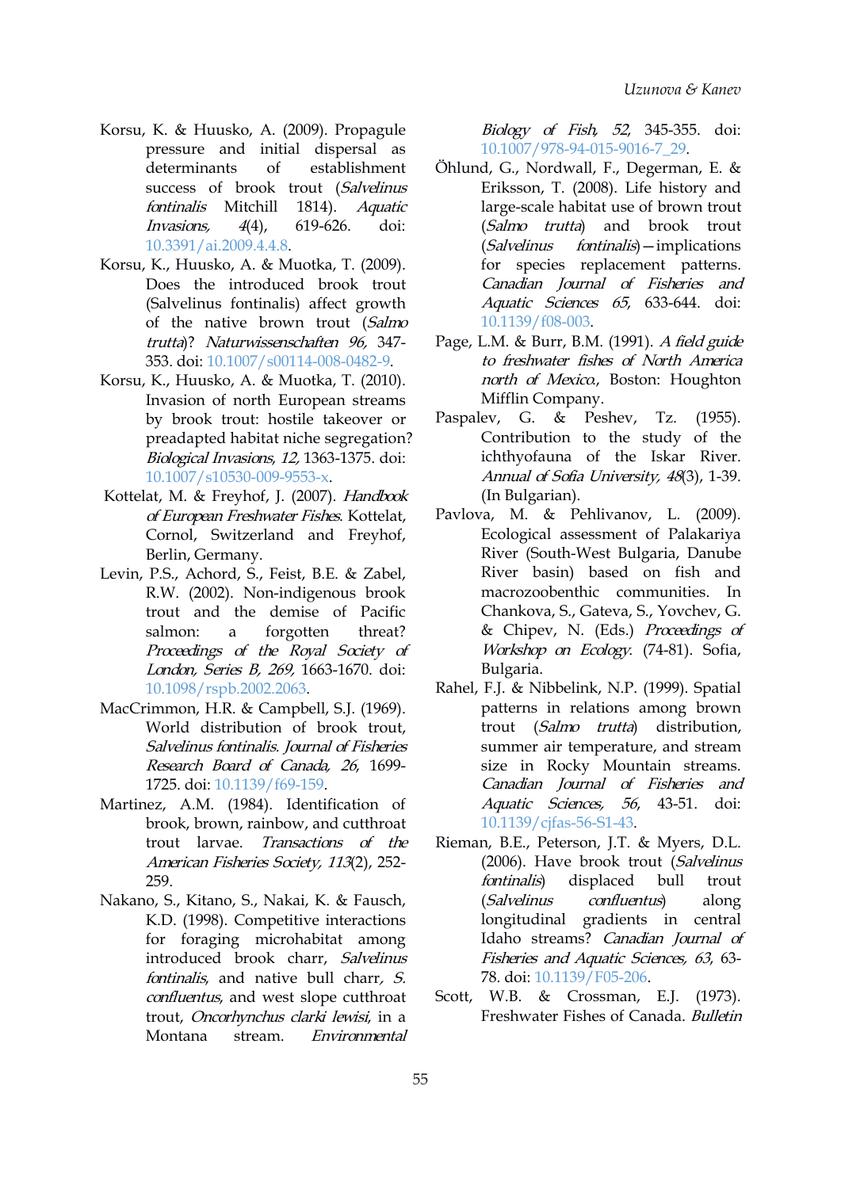Korsu, K. & Huusko, A. (2009). Propagule pressure and initial dispersal as determinants of establishment success of brook trout (*Salvelinus fontinalis* Mitchill 1814). *Aquatic Invasions, 4*(4), 619-626. doi: 10.3391/ai.2009.4.4.8.

Korsu, K., Huusko, A. & Muotka, T. (2009). Does the introduced brook trout (Salvelinus fontinalis) affect growth of the native brown trout (*Salmo trutta*)? *Naturwissenschaften 96,* 347-353. doi: 10.1007/s00114-008-0482-9.

Korsu, K., Huusko, A. & Muotka, T. (2010). Invasion of north European streams by brook trout: hostile takeover or preadapted habitat niche segregation? *Biological Invasions, 12,* 1363-1375. doi: 10.1007/s10530-009-9553-x.

Kottelat, M. & Freyhof, J. (2007). *Handbook of European Freshwater Fishes*. Kottelat, Cornol, Switzerland and Freyhof, Berlin, Germany.

Levin, P.S., Achord, S., Feist, B.E. & Zabel, R.W. (2002). Non-indigenous brook trout and the demise of Pacific salmon: a forgotten threat? *Proceedings of the Royal Society of London, Series B, 269,* 1663-1670. doi: 10.1098/rspb.2002.2063.

MacCrimmon, H.R. & Campbell, S.J. (1969). World distribution of brook trout, *Salvelinus fontinalis*. *Journal of Fisheries Research Board of Canada, 26,* 1699-1725. doi: 10.1139/f69-159.

Martinez, A.M. (1984). Identification of brook, brown, rainbow, and cutthroat trout larvae. *Transactions of the American Fisheries Society, 113*(2), 252-259.

Nakano, S., Kitano, S., Nakai, K. & Fausch, K.D. (1998). Competitive interactions for foraging microhabitat among introduced brook charr, *Salvelinus fontinalis*, and native bull charr, *S. confluentus*, and west slope cutthroat trout, *Oncorhynchus clarki lewisi*, in a Montana stream. *Environmental Biology of Fish, 52,* 345-355. doi: 10.1007/978-94-015-9016-7_29.

Öhlund, G., Nordwall, F., Degerman, E. & Eriksson, T. (2008). Life history and large-scale habitat use of brown trout (*Salmo trutta*) and brook trout (*Salvelinus fontinalis*)—implications for species replacement patterns. *Canadian Journal of Fisheries and Aquatic Sciences 65,* 633-644. doi: 10.1139/f08-003.

Page, L.M. & Burr, B.M. (1991). *A field guide to freshwater fishes of North America north of Mexico*, Boston: Houghton Mifflin Company.

Paspalev, G. & Peshev, Tz. (1955). Contribution to the study of the ichthyofauna of the Iskar River. *Annual of Sofia University, 48*(3), 1-39. (In Bulgarian).

Pavlova, M. & Pehlivanov, L. (2009). Ecological assessment of Palakariya River (South-West Bulgaria, Danube River basin) based on fish and macrozoobenthic communities. In Chankova, S., Gateva, S., Yovchev, G. & Chipev, N. (Eds.) *Proceedings of Workshop on Ecology*. (74-81). Sofia, Bulgaria.

Rahel, F.J. & Nibbelink, N.P. (1999). Spatial patterns in relations among brown trout (*Salmo trutta*) distribution, summer air temperature, and stream size in Rocky Mountain streams. *Canadian Journal of Fisheries and Aquatic Sciences, 56,* 43-51. doi: 10.1139/cjfas-56-S1-43.

Rieman, B.E., Peterson, J.T. & Myers, D.L. (2006). Have brook trout (*Salvelinus fontinalis*) displaced bull trout (*Salvelinus confluentus*) along longitudinal gradients in central Idaho streams? *Canadian Journal of Fisheries and Aquatic Sciences, 63,* 63-78. doi: 10.1139/F05-206.

Scott, W.B. & Crossman, E.J. (1973). Freshwater Fishes of Canada. *Bulletin*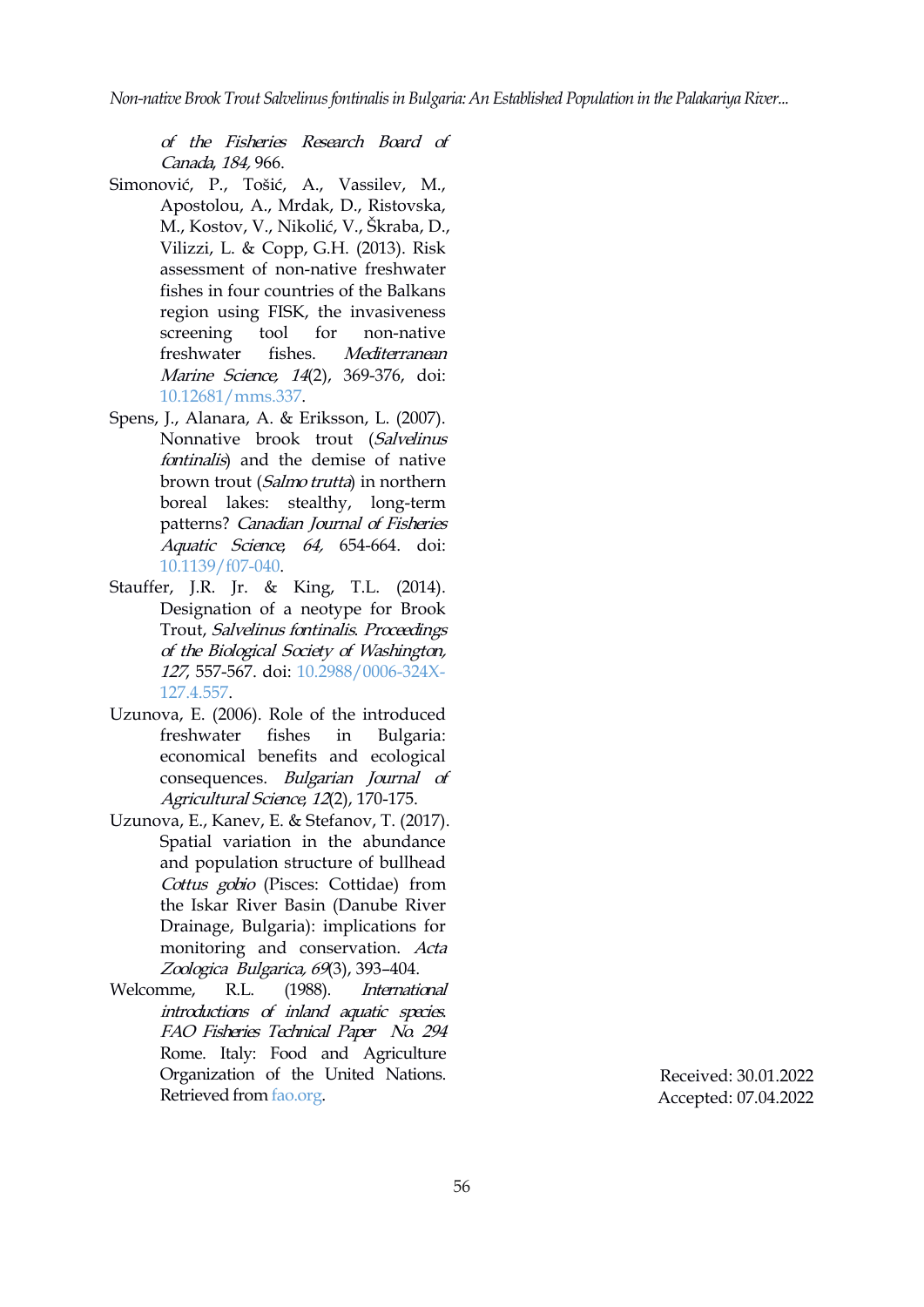*of the Fisheries Research Board of Canada*, *184,* 966.

Simonović, P., Tošić, A., Vassilev, M., Apostolou, A., Mrdak, D., Ristovska, M., Kostov, V., Nikolić, V., Škraba, D., Vilizzi, L. & Copp, G.H. (2013). Risk assessment of non-native freshwater fishes in four countries of the Balkans region using FISK, the invasiveness screening tool for non-native freshwater fishes. *Mediterranean Marine Science, 14*(2), 369-376, doi: 10.12681/mms.337.

Spens, J., Alanara, A. & Eriksson, L. (2007). Nonnative brook trout (*Salvelinus fontinalis*) and the demise of native brown trout (*Salmo trutta*) in northern boreal lakes: stealthy, long-term patterns? *Canadian Journal of Fisheries Aquatic Science*, *64,* 654-664. doi: 10.1139/f07-040.

Stauffer, J.R. Jr. & King, T.L. (2014). Designation of a neotype for Brook Trout, *Salvelinus fontinalis*. *Proceedings of the Biological Society of Washington, 127*, 557-567. doi: 10.2988/0006-324X-127.4.557.

Uzunova, E. (2006). Role of the introduced freshwater fishes in Bulgaria: economical benefits and ecological consequences. *Bulgarian Journal of Agricultural Science*, *12*(2), 170-175.

Uzunova, E., Kanev, E. & Stefanov, T. (2017). Spatial variation in the abundance and population structure of bullhead *Cottus gobio* (Pisces: Cottidae) from the Iskar River Basin (Danube River Drainage, Bulgaria): implications for monitoring and conservation. *Acta Zoologica Bulgarica, 69*(3), 393–404.

Welcomme, R.L. (1988). *International introductions of inland aquatic species. FAO Fisheries Technical Paper No. 294* Rome. Italy: Food and Agriculture Organization of the United Nations. Retrieved from fao.org.

Received: 30.01.2022
Accepted: 07.04.2022